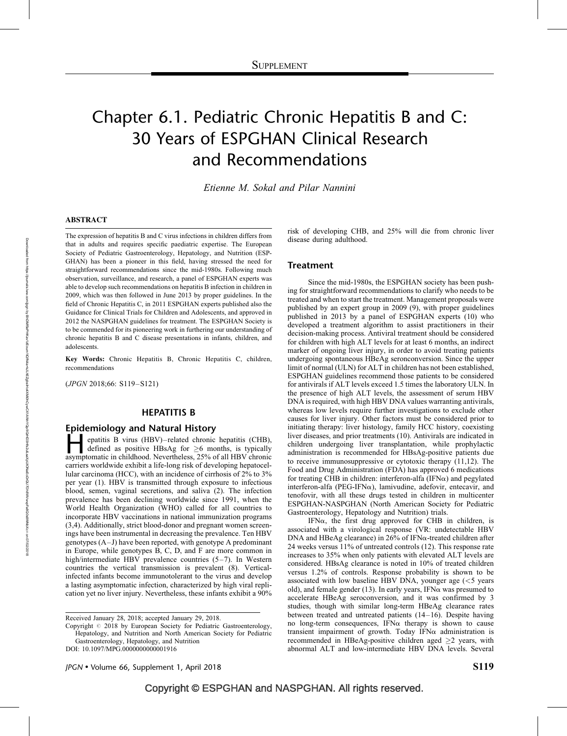# Chapter 6.1. Pediatric Chronic Hepatitis B and C: 30 Years of ESPGHAN Clinical Research and Recommendations

*Etienne M. Sokal and Pilar Nannini*

## ABSTRACT

The expression of hepatitis B and C virus infections in children differs from that in adults and requires specific paediatric expertise. The European Society of Pediatric Gastroenterology, Hepatology, and Nutrition (ESPGHAN) has been a pioneer in this field, having stressed the need for straightforward recommendations since the mid-1980s. Following much observation, surveillance, and research, a panel of ESPGHAN experts was able to develop such recommendations on hepatitis B infection in children in 2009, which was then followed in June 2013 by proper guidelines. In the field of Chronic Hepatitis C, in 2011 ESPGHAN experts published also the Guidance for Clinical Trials for Children and Adolescents, and approved in 2012 the NASPGHAN guidelines for treatment. The ESPGHAN Society is to be commended for its pioneering work in furthering our understanding of chronic hepatitis B and C disease presentations in infants, children, and adolescents.

**Key Words:** Chronic Hepatitis B, Chronic Hepatitis C, children, recommendations

(*JPGN* 2018;66: S119–S121)

## HEPATITIS B

### Epidemiology and Natural History

Hepatitis B virus (HBV)–related chronic hepatitis (CHB), defined as positive HBsAg for $\geq$6 months, is typically asymptomatic in childhood. Nevertheless, 25% of all HBV chronic carriers worldwide exhibit a life-long risk of developing hepatocellular carcinoma (HCC), with an incidence of cirrhosis of 2% to 3% per year (1). HBV is transmitted through exposure to infectious blood, semen, vaginal secretions, and saliva (2). The infection prevalence has been declining worldwide since 1991, when the World Health Organization (WHO) called for all countries to incorporate HBV vaccinations in national immunization programs (3,4). Additionally, strict blood-donor and pregnant women screenings have been instrumental in decreasing the prevalence. Ten HBV genotypes (A–J) have been reported, with genotype A predominant in Europe, while genotypes B, C, D, and F are more common in high/intermediate HBV prevalence countries (5–7). In Western countries the vertical transmission is prevalent (8). Vertical-infected infants become immunotolerant to the virus and develop a lasting asymptomatic infection, characterized by high viral replication yet no liver injury. Nevertheless, these infants exhibit a 90% risk of developing CHB, and 25% will die from chronic liver disease during adulthood.

### Treatment

Since the mid-1980s, the ESPGHAN society has been pushing for straightforward recommendations to clarify who needs to be treated and when to start the treatment. Management proposals were published by an expert group in 2009 (9), with proper guidelines published in 2013 by a panel of ESPGHAN experts (10) who developed a treatment algorithm to assist practitioners in their decision-making process. Antiviral treatment should be considered for children with high ALT levels for at least 6 months, an indirect marker of ongoing liver injury, in order to avoid treating patients undergoing spontaneous HBeAg seronconversion. Since the upper limit of normal (ULN) for ALT in children has not been established, ESPGHAN guidelines recommend those patients to be considered for antivirals if ALT levels exceed 1.5 times the laboratory ULN. In the presence of high ALT levels, the assessment of serum HBV DNA is required, with high HBV DNA values warranting antivirals, whereas low levels require further investigations to exclude other causes for liver injury. Other factors must be considered prior to initiating therapy: liver histology, family HCC history, coexisting liver diseases, and prior treatments (10). Antivirals are indicated in children undergoing liver transplantation, while prophylactic administration is recommended for HBsAg-positive patients due to receive immunosuppressive or cytotoxic therapy (11,12). The Food and Drug Administration (FDA) has approved 6 medications for treating CHB in children: interferon-alfa (IFN$\alpha$) and pegylated interferon-alfa (PEG-IFN$\alpha$), lamivudine, adefovir, entecavir, and tenofovir, with all these drugs tested in children in multicenter ESPGHAN-NASPGHAN (North American Society for Pediatric Gastroenterology, Hepatology and Nutrition) trials.

IFN$\alpha$, the first drug approved for CHB in children, is associated with a virological response (VR: undetectable HBV DNA and HBeAg clearance) in 26% of IFN$\alpha$-treated children after 24 weeks versus 11% of untreated controls (12). This response rate increases to 35% when only patients with elevated ALT levels are considered. HBsAg clearance is noted in 10% of treated children versus 1.2% of controls. Response probability is shown to be associated with low baseline HBV DNA, younger age (<5 years old), and female gender (13). In early years, IFN$\alpha$ was presumed to accelerate HBeAg seroconversion, and it was confirmed by 3 studies, though with similar long-term HBeAg clearance rates between treated and untreated patients (14–16). Despite having no long-term consequences, IFN$\alpha$ therapy is shown to cause transient impairment of growth. Today IFN$\alpha$ administration is recommended in HBeAg-positive children aged $\geq$2 years, with abnormal ALT and low-intermediate HBV DNA levels. Several

Received January 28, 2018; accepted January 29, 2018.

Copyright © 2018 by European Society for Pediatric Gastroenterology, Hepatology, and Nutrition and North American Society for Pediatric Gastroenterology, Hepatology, and Nutrition

DOI: 10.1097/MPG.0000000000001916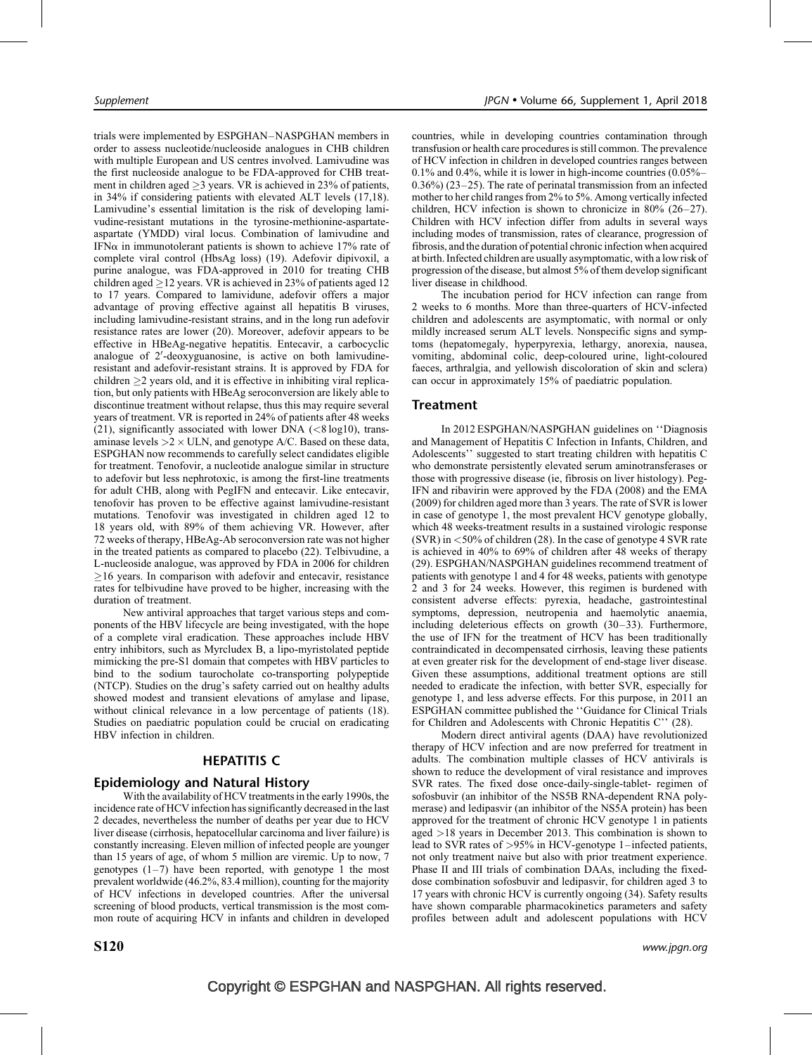trials were implemented by ESPGHAN–NASPGHAN members in order to assess nucleotide/nucleoside analogues in CHB children with multiple European and US centres involved. Lamivudine was the first nucleoside analogue to be FDA-approved for CHB treatment in children aged ≥3 years. VR is achieved in 23% of patients, in 34% if considering patients with elevated ALT levels (17,18). Lamivudine's essential limitation is the risk of developing lamivudine-resistant mutations in the tyrosine-methionine-aspartate-aspartate (YMDD) viral locus. Combination of lamivudine and IFNα in immunotolerant patients is shown to achieve 17% rate of complete viral control (HbsAg loss) (19). Adefovir dipivoxil, a purine analogue, was FDA-approved in 2010 for treating CHB children aged ≥12 years. VR is achieved in 23% of patients aged 12 to 17 years. Compared to lamividune, adefovir offers a major advantage of proving effective against all hepatitis B viruses, including lamivudine-resistant strains, and in the long run adefovir resistance rates are lower (20). Moreover, adefovir appears to be effective in HBeAg-negative hepatitis. Entecavir, a carbocyclic analogue of 2′-deoxyguanosine, is active on both lamivudine-resistant and adefovir-resistant strains. It is approved by FDA for children ≥2 years old, and it is effective in inhibiting viral replication, but only patients with HBeAg seroconversion are likely able to discontinue treatment without relapse, thus this may require several years of treatment. VR is reported in 24% of patients after 48 weeks (21), significantly associated with lower DNA (<8 log10), transaminase levels >2 × ULN, and genotype A/C. Based on these data, ESPGHAN now recommends to carefully select candidates eligible for treatment. Tenofovir, a nucleotide analogue similar in structure to adefovir but less nephrotoxic, is among the first-line treatments for adult CHB, along with PegIFN and entecavir. Like entecavir, tenofovir has proven to be effective against lamivudine-resistant mutations. Tenofovir was investigated in children aged 12 to 18 years old, with 89% of them achieving VR. However, after 72 weeks of therapy, HBeAg-Ab seroconversion rate was not higher in the treated patients as compared to placebo (22). Telbivudine, a L-nucleoside analogue, was approved by FDA in 2006 for children ≥16 years. In comparison with adefovir and entecavir, resistance rates for telbivudine have proved to be higher, increasing with the duration of treatment.

New antiviral approaches that target various steps and components of the HBV lifecycle are being investigated, with the hope of a complete viral eradication. These approaches include HBV entry inhibitors, such as Myrcludex B, a lipo-myristolated peptide mimicking the pre-S1 domain that competes with HBV particles to bind to the sodium taurocholate co-transporting polypeptide (NTCP). Studies on the drug's safety carried out on healthy adults showed modest and transient elevations of amylase and lipase, without clinical relevance in a low percentage of patients (18). Studies on paediatric population could be crucial on eradicating HBV infection in children.

## HEPATITIS C

### Epidemiology and Natural History

With the availability of HCV treatments in the early 1990s, the incidence rate of HCV infection has significantly decreased in the last 2 decades, nevertheless the number of deaths per year due to HCV liver disease (cirrhosis, hepatocellular carcinoma and liver failure) is constantly increasing. Eleven million of infected people are younger than 15 years of age, of whom 5 million are viremic. Up to now, 7 genotypes (1–7) have been reported, with genotype 1 the most prevalent worldwide (46.2%, 83.4 million), counting for the majority of HCV infections in developed countries. After the universal screening of blood products, vertical transmission is the most common route of acquiring HCV in infants and children in developed countries, while in developing countries contamination through transfusion or health care procedures is still common. The prevalence of HCV infection in children in developed countries ranges between 0.1% and 0.4%, while it is lower in high-income countries (0.05%–0.36%) (23–25). The rate of perinatal transmission from an infected mother to her child ranges from 2% to 5%. Among vertically infected children, HCV infection is shown to chronicize in 80% (26–27). Children with HCV infection differ from adults in several ways including modes of transmission, rates of clearance, progression of fibrosis, and the duration of potential chronic infection when acquired at birth. Infected children are usually asymptomatic, with a low risk of progression of the disease, but almost 5% of them develop significant liver disease in childhood.

The incubation period for HCV infection can range from 2 weeks to 6 months. More than three-quarters of HCV-infected children and adolescents are asymptomatic, with normal or only mildly increased serum ALT levels. Nonspecific signs and symptoms (hepatomegaly, hyperpyrexia, lethargy, anorexia, nausea, vomiting, abdominal colic, deep-coloured urine, light-coloured faeces, arthralgia, and yellowish discoloration of skin and sclera) can occur in approximately 15% of paediatric population.

### Treatment

In 2012 ESPGHAN/NASPGHAN guidelines on ''Diagnosis and Management of Hepatitis C Infection in Infants, Children, and Adolescents'' suggested to start treating children with hepatitis C who demonstrate persistently elevated serum aminotransferases or those with progressive disease (ie, fibrosis on liver histology). Peg-IFN and ribavirin were approved by the FDA (2008) and the EMA (2009) for children aged more than 3 years. The rate of SVR is lower in case of genotype 1, the most prevalent HCV genotype globally, which 48 weeks-treatment results in a sustained virologic response (SVR) in <50% of children (28). In the case of genotype 4 SVR rate is achieved in 40% to 69% of children after 48 weeks of therapy (29). ESPGHAN/NASPGHAN guidelines recommend treatment of patients with genotype 1 and 4 for 48 weeks, patients with genotype 2 and 3 for 24 weeks. However, this regimen is burdened with consistent adverse effects: pyrexia, headache, gastrointestinal symptoms, depression, neutropenia and haemolytic anaemia, including deleterious effects on growth (30–33). Furthermore, the use of IFN for the treatment of HCV has been traditionally contraindicated in decompensated cirrhosis, leaving these patients at even greater risk for the development of end-stage liver disease. Given these assumptions, additional treatment options are still needed to eradicate the infection, with better SVR, especially for genotype 1, and less adverse effects. For this purpose, in 2011 an ESPGHAN committee published the ''Guidance for Clinical Trials for Children and Adolescents with Chronic Hepatitis C'' (28).

Modern direct antiviral agents (DAA) have revolutionized therapy of HCV infection and are now preferred for treatment in adults. The combination multiple classes of HCV antivirals is shown to reduce the development of viral resistance and improves SVR rates. The fixed dose once-daily-single-tablet- regimen of sofosbuvir (an inhibitor of the NS5B RNA-dependent RNA polymerase) and ledipasvir (an inhibitor of the NS5A protein) has been approved for the treatment of chronic HCV genotype 1 in patients aged >18 years in December 2013. This combination is shown to lead to SVR rates of >95% in HCV-genotype 1–infected patients, not only treatment naive but also with prior treatment experience. Phase II and III trials of combination DAAs, including the fixed-dose combination sofosbuvir and ledipasvir, for children aged 3 to 17 years with chronic HCV is currently ongoing (34). Safety results have shown comparable pharmacokinetics parameters and safety profiles between adult and adolescent populations with HCV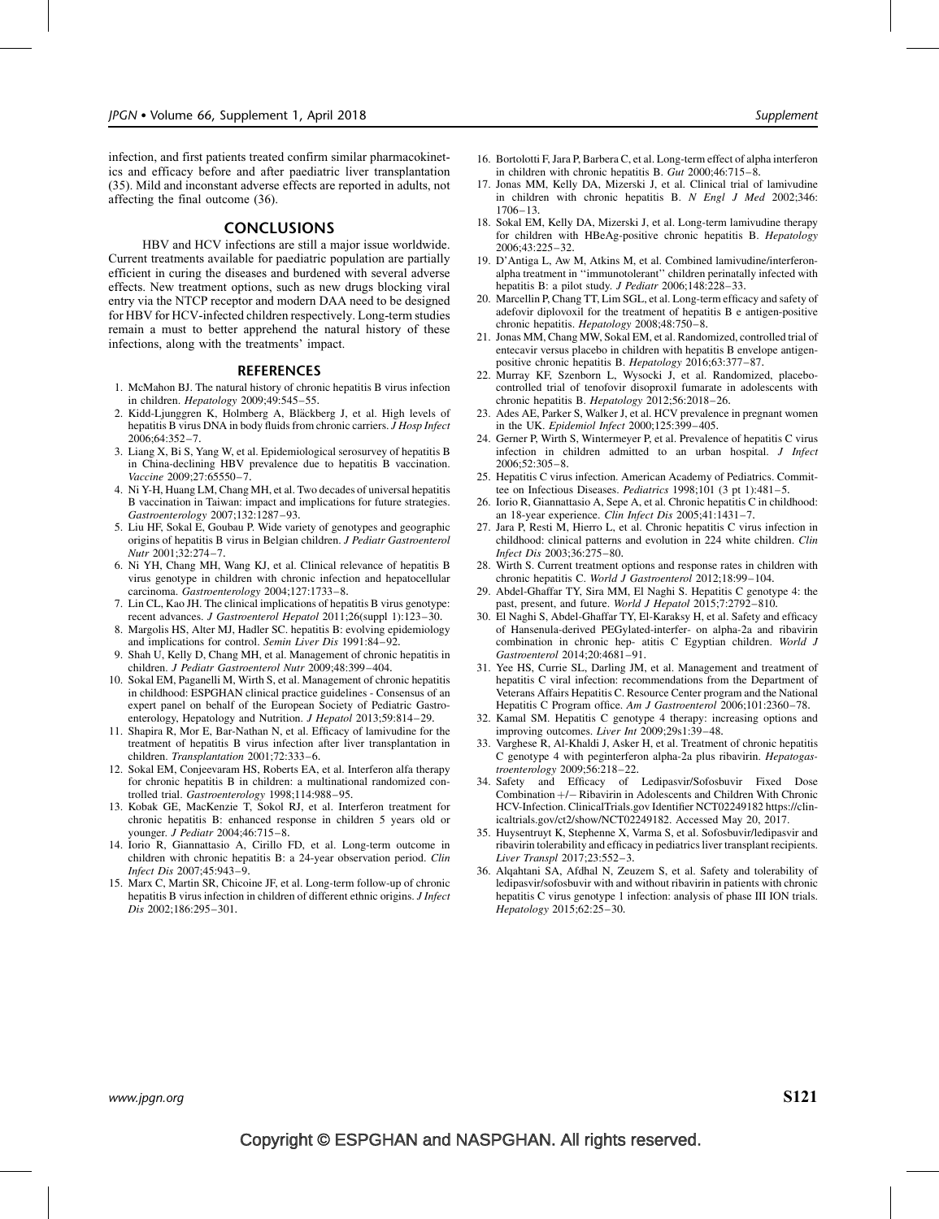infection, and first patients treated confirm similar pharmacokinetics and efficacy before and after paediatric liver transplantation (35). Mild and inconstant adverse effects are reported in adults, not affecting the final outcome (36).

## CONCLUSIONS

HBV and HCV infections are still a major issue worldwide. Current treatments available for paediatric population are partially efficient in curing the diseases and burdened with several adverse effects. New treatment options, such as new drugs blocking viral entry via the NTCP receptor and modern DAA need to be designed for HBV for HCV-infected children respectively. Long-term studies remain a must to better apprehend the natural history of these infections, along with the treatments' impact.

## REFERENCES

1. McMahon BJ. The natural history of chronic hepatitis B virus infection in children. *Hepatology* 2009;49:545–55.
2. Kidd-Ljunggren K, Holmberg A, Bläckberg J, et al. High levels of hepatitis B virus DNA in body fluids from chronic carriers. *J Hosp Infect* 2006;64:352–7.
3. Liang X, Bi S, Yang W, et al. Epidemiological serosurvey of hepatitis B in China-declining HBV prevalence due to hepatitis B vaccination. *Vaccine* 2009;27:65550–7.
4. Ni Y-H, Huang LM, Chang MH, et al. Two decades of universal hepatitis B vaccination in Taiwan: impact and implications for future strategies. *Gastroenterology* 2007;132:1287–93.
5. Liu HF, Sokal E, Goubau P. Wide variety of genotypes and geographic origins of hepatitis B virus in Belgian children. *J Pediatr Gastroenterol Nutr* 2001;32:274–7.
6. Ni YH, Chang MH, Wang KJ, et al. Clinical relevance of hepatitis B virus genotype in children with chronic infection and hepatocellular carcinoma. *Gastroenterology* 2004;127:1733–8.
7. Lin CL, Kao JH. The clinical implications of hepatitis B virus genotype: recent advances. *J Gastroenterol Hepatol* 2011;26(suppl 1):123–30.
8. Margolis HS, Alter MJ, Hadler SC. hepatitis B: evolving epidemiology and implications for control. *Semin Liver Dis* 1991:84–92.
9. Shah U, Kelly D, Chang MH, et al. Management of chronic hepatitis in children. *J Pediatr Gastroenterol Nutr* 2009;48:399–404.
10. Sokal EM, Paganelli M, Wirth S, et al. Management of chronic hepatitis in childhood: ESPGHAN clinical practice guidelines - Consensus of an expert panel on behalf of the European Society of Pediatric Gastroenterology, Hepatology and Nutrition. *J Hepatol* 2013;59:814–29.
11. Shapira R, Mor E, Bar-Nathan N, et al. Efficacy of lamivudine for the treatment of hepatitis B virus infection after liver transplantation in children. *Transplantation* 2001;72:333–6.
12. Sokal EM, Conjeevaram HS, Roberts EA, et al. Interferon alfa therapy for chronic hepatitis B in children: a multinational randomized controlled trial. *Gastroenterology* 1998;114:988–95.
13. Kobak GE, MacKenzie T, Sokol RJ, et al. Interferon treatment for chronic hepatitis B: enhanced response in children 5 years old or younger. *J Pediatr* 2004;46:715–8.
14. Iorio R, Giannattasio A, Cirillo FD, et al. Long-term outcome in children with chronic hepatitis B: a 24-year observation period. *Clin Infect Dis* 2007;45:943–9.
15. Marx C, Martin SR, Chicoine JF, et al. Long-term follow-up of chronic hepatitis B virus infection in children of different ethnic origins. *J Infect Dis* 2002;186:295–301.
16. Bortolotti F, Jara P, Barbera C, et al. Long-term effect of alpha interferon in children with chronic hepatitis B. *Gut* 2000;46:715–8.
17. Jonas MM, Kelly DA, Mizerski J, et al. Clinical trial of lamivudine in children with chronic hepatitis B. *N Engl J Med* 2002;346: 1706–13.
18. Sokal EM, Kelly DA, Mizerski J, et al. Long-term lamivudine therapy for children with HBeAg-positive chronic hepatitis B. *Hepatology* 2006;43:225–32.
19. D'Antiga L, Aw M, Atkins M, et al. Combined lamivudine/interferon-alpha treatment in ''immunotolerant'' children perinatally infected with hepatitis B: a pilot study. *J Pediatr* 2006;148:228–33.
20. Marcellin P, Chang TT, Lim SGL, et al. Long-term efficacy and safety of adefovir diplovoxil for the treatment of hepatitis B e antigen-positive chronic hepatitis. *Hepatology* 2008;48:750–8.
21. Jonas MM, Chang MW, Sokal EM, et al. Randomized, controlled trial of entecavir versus placebo in children with hepatitis B envelope antigen-positive chronic hepatitis B. *Hepatology* 2016;63:377–87.
22. Murray KF, Szenborn L, Wysocki J, et al. Randomized, placebo-controlled trial of tenofovir disoproxil fumarate in adolescents with chronic hepatitis B. *Hepatology* 2012;56:2018–26.
23. Ades AE, Parker S, Walker J, et al. HCV prevalence in pregnant women in the UK. *Epidemiol Infect* 2000;125:399–405.
24. Gerner P, Wirth S, Wintermeyer P, et al. Prevalence of hepatitis C virus infection in children admitted to an urban hospital. *J Infect* 2006;52:305–8.
25. Hepatitis C virus infection. American Academy of Pediatrics. Committee on Infectious Diseases. *Pediatrics* 1998;101 (3 pt 1):481–5.
26. Iorio R, Giannattasio A, Sepe A, et al. Chronic hepatitis C in childhood: an 18-year experience. *Clin Infect Dis* 2005;41:1431–7.
27. Jara P, Resti M, Hierro L, et al. Chronic hepatitis C virus infection in childhood: clinical patterns and evolution in 224 white children. *Clin Infect Dis* 2003;36:275–80.
28. Wirth S. Current treatment options and response rates in children with chronic hepatitis C. *World J Gastroenterol* 2012;18:99–104.
29. Abdel-Ghaffar TY, Sira MM, El Naghi S. Hepatitis C genotype 4: the past, present, and future. *World J Hepatol* 2015;7:2792–810.
30. El Naghi S, Abdel-Ghaffar TY, El-Karaksy H, et al. Safety and efficacy of Hansenula-derived PEGylated-interfer- on alpha-2a and ribavirin combination in chronic hep- atitis C Egyptian children. *World J Gastroenterol* 2014;20:4681–91.
31. Yee HS, Currie SL, Darling JM, et al. Management and treatment of hepatitis C viral infection: recommendations from the Department of Veterans Affairs Hepatitis C. Resource Center program and the National Hepatitis C Program office. *Am J Gastroenterol* 2006;101:2360–78.
32. Kamal SM. Hepatitis C genotype 4 therapy: increasing options and improving outcomes. *Liver Int* 2009;29s1:39–48.
33. Varghese R, Al-Khaldi J, Asker H, et al. Treatment of chronic hepatitis C genotype 4 with peginterferon alpha-2a plus ribavirin. *Hepatogastroenterology* 2009;56:218–22.
34. Safety and Efficacy of Ledipasvir/Sofosbuvir Fixed Dose Combination +/− Ribavirin in Adolescents and Children With Chronic HCV-Infection. ClinicalTrials.gov Identifier NCT02249182 https://clinicaltrials.gov/ct2/show/NCT02249182. Accessed May 20, 2017.
35. Huysentruyt K, Stephenne X, Varma S, et al. Sofosbuvir/ledipasvir and ribavirin tolerability and efficacy in pediatrics liver transplant recipients. *Liver Transpl* 2017;23:552–3.
36. Alqahtani SA, Afdhal N, Zeuzem S, et al. Safety and tolerability of ledipasvir/sofosbuvir with and without ribavirin in patients with chronic hepatitis C virus genotype 1 infection: analysis of phase III ION trials. *Hepatology* 2015;62:25–30.